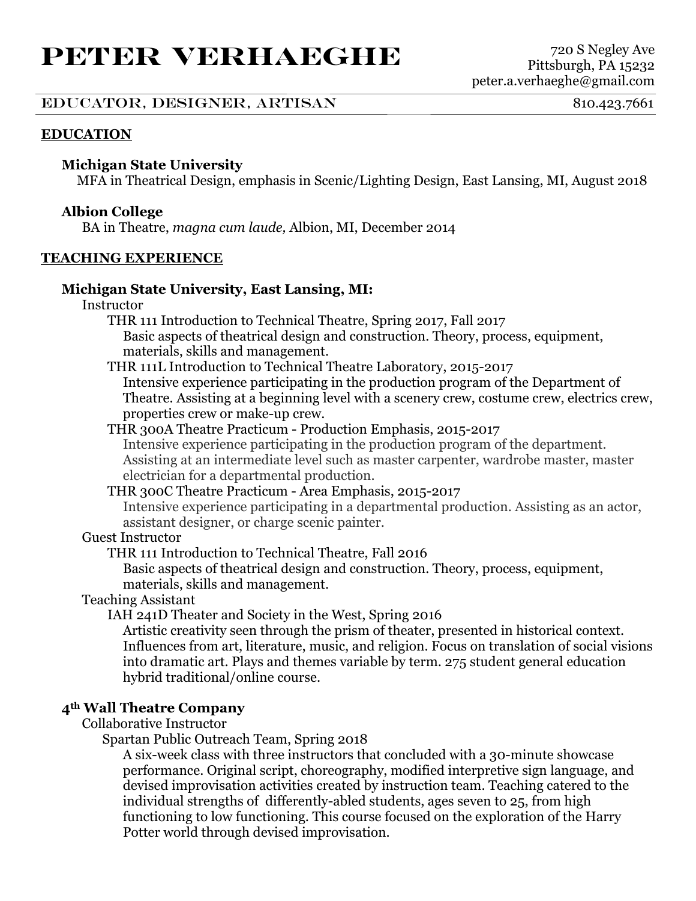# PETER VERHAEGHE

720 S Negley Ave
Pittsburgh, PA 15232
peter.a.verhaeghe@gmail.com

EDUCATOR, DESIGNER, ARTISAN — 810.423.7661

## EDUCATION

**Michigan State University**
MFA in Theatrical Design, emphasis in Scenic/Lighting Design, East Lansing, MI, August 2018

**Albion College**
BA in Theatre, *magna cum laude,* Albion, MI, December 2014

## TEACHING EXPERIENCE

**Michigan State University, East Lansing, MI:**

Instructor

THR 111 Introduction to Technical Theatre, Spring 2017, Fall 2017
Basic aspects of theatrical design and construction. Theory, process, equipment, materials, skills and management.

THR 111L Introduction to Technical Theatre Laboratory, 2015-2017
Intensive experience participating in the production program of the Department of Theatre. Assisting at a beginning level with a scenery crew, costume crew, electrics crew, properties crew or make-up crew.

THR 300A Theatre Practicum - Production Emphasis, 2015-2017
Intensive experience participating in the production program of the department. Assisting at an intermediate level such as master carpenter, wardrobe master, master electrician for a departmental production.

THR 300C Theatre Practicum - Area Emphasis, 2015-2017
Intensive experience participating in a departmental production. Assisting as an actor, assistant designer, or charge scenic painter.

Guest Instructor

THR 111 Introduction to Technical Theatre, Fall 2016
Basic aspects of theatrical design and construction. Theory, process, equipment, materials, skills and management.

Teaching Assistant

IAH 241D Theater and Society in the West, Spring 2016
Artistic creativity seen through the prism of theater, presented in historical context. Influences from art, literature, music, and religion. Focus on translation of social visions into dramatic art. Plays and themes variable by term. 275 student general education hybrid traditional/online course.

**4th Wall Theatre Company**

Collaborative Instructor

Spartan Public Outreach Team, Spring 2018
A six-week class with three instructors that concluded with a 30-minute showcase performance. Original script, choreography, modified interpretive sign language, and devised improvisation activities created by instruction team. Teaching catered to the individual strengths of differently-abled students, ages seven to 25, from high functioning to low functioning. This course focused on the exploration of the Harry Potter world through devised improvisation.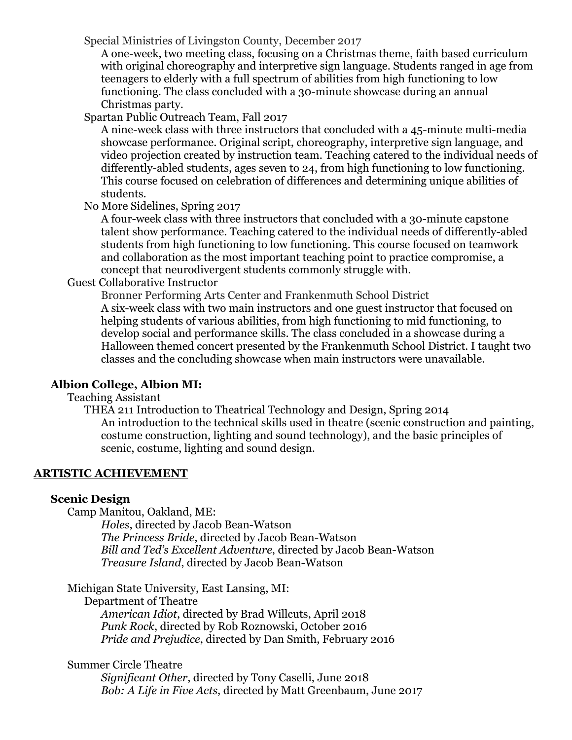Special Ministries of Livingston County, December 2017

A one-week, two meeting class, focusing on a Christmas theme, faith based curriculum with original choreography and interpretive sign language. Students ranged in age from teenagers to elderly with a full spectrum of abilities from high functioning to low functioning. The class concluded with a 30-minute showcase during an annual Christmas party.

Spartan Public Outreach Team, Fall 2017

A nine-week class with three instructors that concluded with a 45-minute multi-media showcase performance. Original script, choreography, interpretive sign language, and video projection created by instruction team. Teaching catered to the individual needs of differently-abled students, ages seven to 24, from high functioning to low functioning. This course focused on celebration of differences and determining unique abilities of students.

No More Sidelines, Spring 2017

A four-week class with three instructors that concluded with a 30-minute capstone talent show performance. Teaching catered to the individual needs of differently-abled students from high functioning to low functioning. This course focused on teamwork and collaboration as the most important teaching point to practice compromise, a concept that neurodivergent students commonly struggle with.

Guest Collaborative Instructor

Bronner Performing Arts Center and Frankenmuth School District

A six-week class with two main instructors and one guest instructor that focused on helping students of various abilities, from high functioning to mid functioning, to develop social and performance skills. The class concluded in a showcase during a Halloween themed concert presented by the Frankenmuth School District. I taught two classes and the concluding showcase when main instructors were unavailable.

### Albion College, Albion MI:

Teaching Assistant

THEA 211 Introduction to Theatrical Technology and Design, Spring 2014

An introduction to the technical skills used in theatre (scenic construction and painting, costume construction, lighting and sound technology), and the basic principles of scenic, costume, lighting and sound design.

## ARTISTIC ACHIEVEMENT

### Scenic Design

Camp Manitou, Oakland, ME:

*Holes*, directed by Jacob Bean-Watson
*The Princess Bride*, directed by Jacob Bean-Watson
*Bill and Ted's Excellent Adventure*, directed by Jacob Bean-Watson
*Treasure Island*, directed by Jacob Bean-Watson

Michigan State University, East Lansing, MI:

Department of Theatre

*American Idiot*, directed by Brad Willcuts, April 2018
*Punk Rock*, directed by Rob Roznowski, October 2016
*Pride and Prejudice*, directed by Dan Smith, February 2016

Summer Circle Theatre

*Significant Other*, directed by Tony Caselli, June 2018
*Bob: A Life in Five Acts*, directed by Matt Greenbaum, June 2017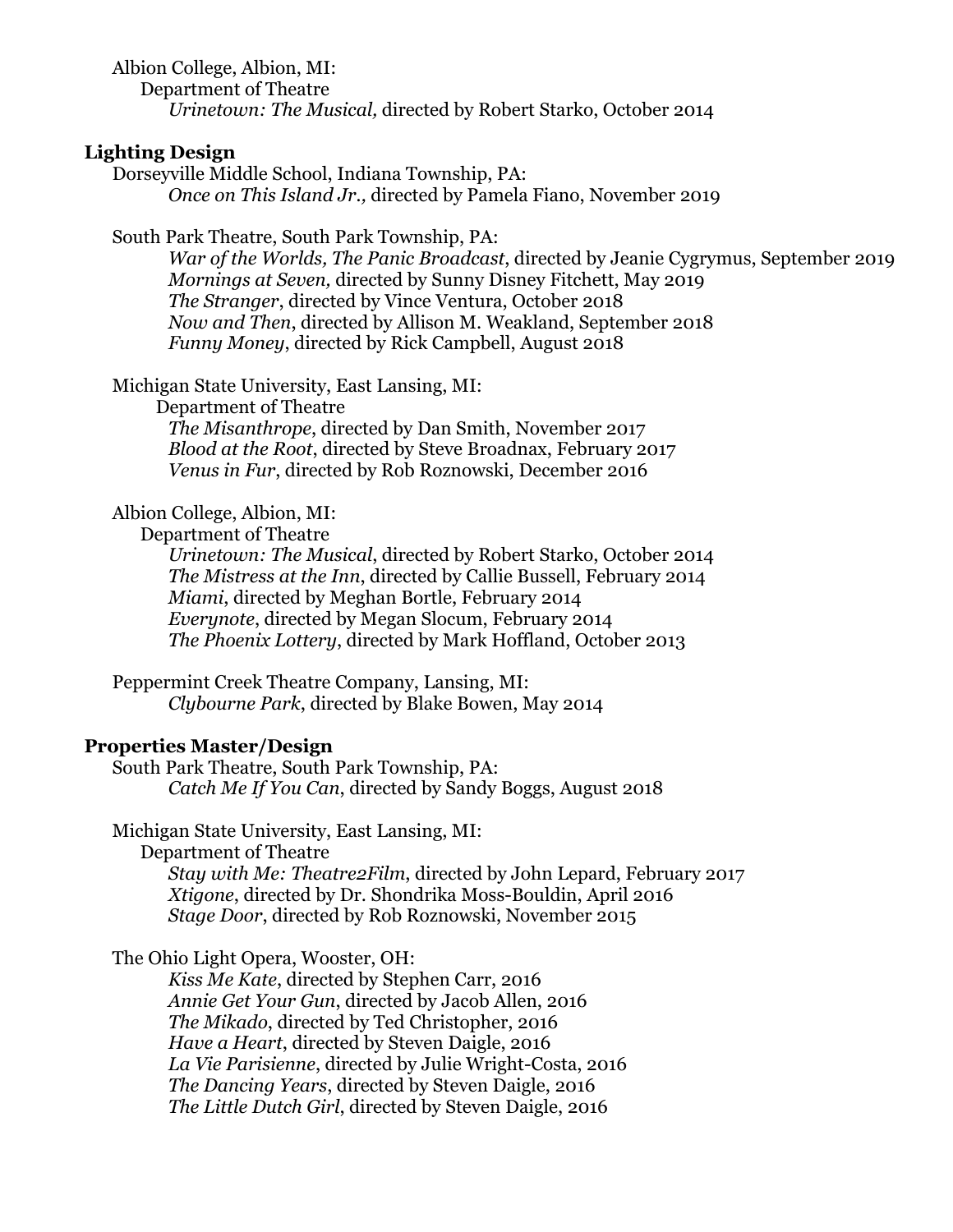Albion College, Albion, MI:

Department of Theatre

*Urinetown: The Musical,* directed by Robert Starko, October 2014

**Lighting Design**

Dorseyville Middle School, Indiana Township, PA:

*Once on This Island Jr.,* directed by Pamela Fiano, November 2019

South Park Theatre, South Park Township, PA:

*War of the Worlds, The Panic Broadcast*, directed by Jeanie Cygrymus, September 2019
*Mornings at Seven,* directed by Sunny Disney Fitchett, May 2019
*The Stranger*, directed by Vince Ventura, October 2018
*Now and Then*, directed by Allison M. Weakland, September 2018
*Funny Money*, directed by Rick Campbell, August 2018

Michigan State University, East Lansing, MI:

Department of Theatre

*The Misanthrope*, directed by Dan Smith, November 2017
*Blood at the Root*, directed by Steve Broadnax, February 2017
*Venus in Fur*, directed by Rob Roznowski, December 2016

Albion College, Albion, MI:

Department of Theatre

*Urinetown: The Musical*, directed by Robert Starko, October 2014
*The Mistress at the Inn*, directed by Callie Bussell, February 2014
*Miami*, directed by Meghan Bortle, February 2014
*Everynote*, directed by Megan Slocum, February 2014
*The Phoenix Lottery*, directed by Mark Hoffland, October 2013

Peppermint Creek Theatre Company, Lansing, MI:

*Clybourne Park*, directed by Blake Bowen, May 2014

**Properties Master/Design**

South Park Theatre, South Park Township, PA:

*Catch Me If You Can*, directed by Sandy Boggs, August 2018

Michigan State University, East Lansing, MI:

Department of Theatre

*Stay with Me: Theatre2Film*, directed by John Lepard, February 2017
*Xtigone*, directed by Dr. Shondrika Moss-Bouldin, April 2016
*Stage Door*, directed by Rob Roznowski, November 2015

The Ohio Light Opera, Wooster, OH:

*Kiss Me Kate*, directed by Stephen Carr, 2016
*Annie Get Your Gun*, directed by Jacob Allen, 2016
*The Mikado*, directed by Ted Christopher, 2016
*Have a Heart*, directed by Steven Daigle, 2016
*La Vie Parisienne*, directed by Julie Wright-Costa, 2016
*The Dancing Years*, directed by Steven Daigle, 2016
*The Little Dutch Girl*, directed by Steven Daigle, 2016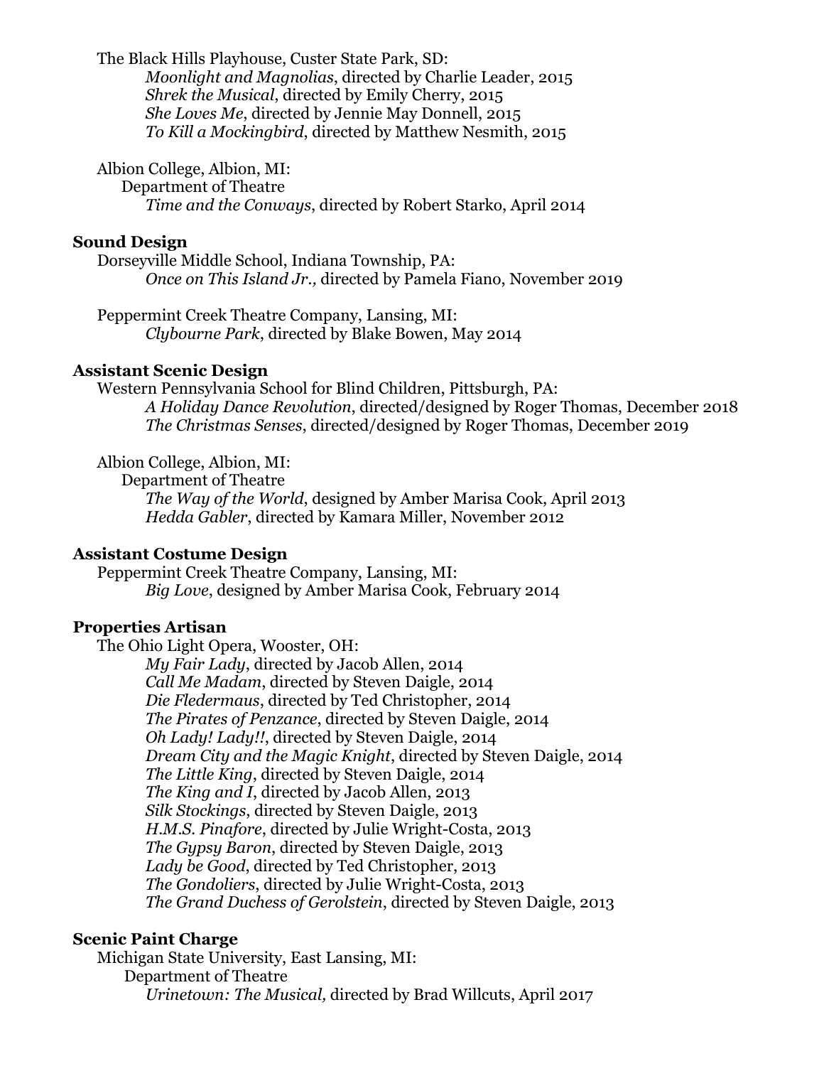The Black Hills Playhouse, Custer State Park, SD:

*Moonlight and Magnolias*, directed by Charlie Leader, 2015
*Shrek the Musical*, directed by Emily Cherry, 2015
*She Loves Me*, directed by Jennie May Donnell, 2015
*To Kill a Mockingbird*, directed by Matthew Nesmith, 2015

Albion College, Albion, MI:
Department of Theatre
*Time and the Conways*, directed by Robert Starko, April 2014

**Sound Design**

Dorseyville Middle School, Indiana Township, PA:
*Once on This Island Jr.,* directed by Pamela Fiano, November 2019

Peppermint Creek Theatre Company, Lansing, MI:
*Clybourne Park*, directed by Blake Bowen, May 2014

**Assistant Scenic Design**

Western Pennsylvania School for Blind Children, Pittsburgh, PA:
*A Holiday Dance Revolution*, directed/designed by Roger Thomas, December 2018
*The Christmas Senses*, directed/designed by Roger Thomas, December 2019

Albion College, Albion, MI:
Department of Theatre
*The Way of the World*, designed by Amber Marisa Cook, April 2013
*Hedda Gabler*, directed by Kamara Miller, November 2012

**Assistant Costume Design**

Peppermint Creek Theatre Company, Lansing, MI:
*Big Love*, designed by Amber Marisa Cook, February 2014

**Properties Artisan**

The Ohio Light Opera, Wooster, OH:
*My Fair Lady*, directed by Jacob Allen, 2014
*Call Me Madam*, directed by Steven Daigle, 2014
*Die Fledermaus*, directed by Ted Christopher, 2014
*The Pirates of Penzance*, directed by Steven Daigle, 2014
*Oh Lady! Lady!!*, directed by Steven Daigle, 2014
*Dream City and the Magic Knight*, directed by Steven Daigle, 2014
*The Little King*, directed by Steven Daigle, 2014
*The King and I*, directed by Jacob Allen, 2013
*Silk Stockings*, directed by Steven Daigle, 2013
*H.M.S. Pinafore*, directed by Julie Wright-Costa, 2013
*The Gypsy Baron*, directed by Steven Daigle, 2013
*Lady be Good*, directed by Ted Christopher, 2013
*The Gondoliers*, directed by Julie Wright-Costa, 2013
*The Grand Duchess of Gerolstein*, directed by Steven Daigle, 2013

**Scenic Paint Charge**

Michigan State University, East Lansing, MI:
Department of Theatre
*Urinetown: The Musical,* directed by Brad Willcuts, April 2017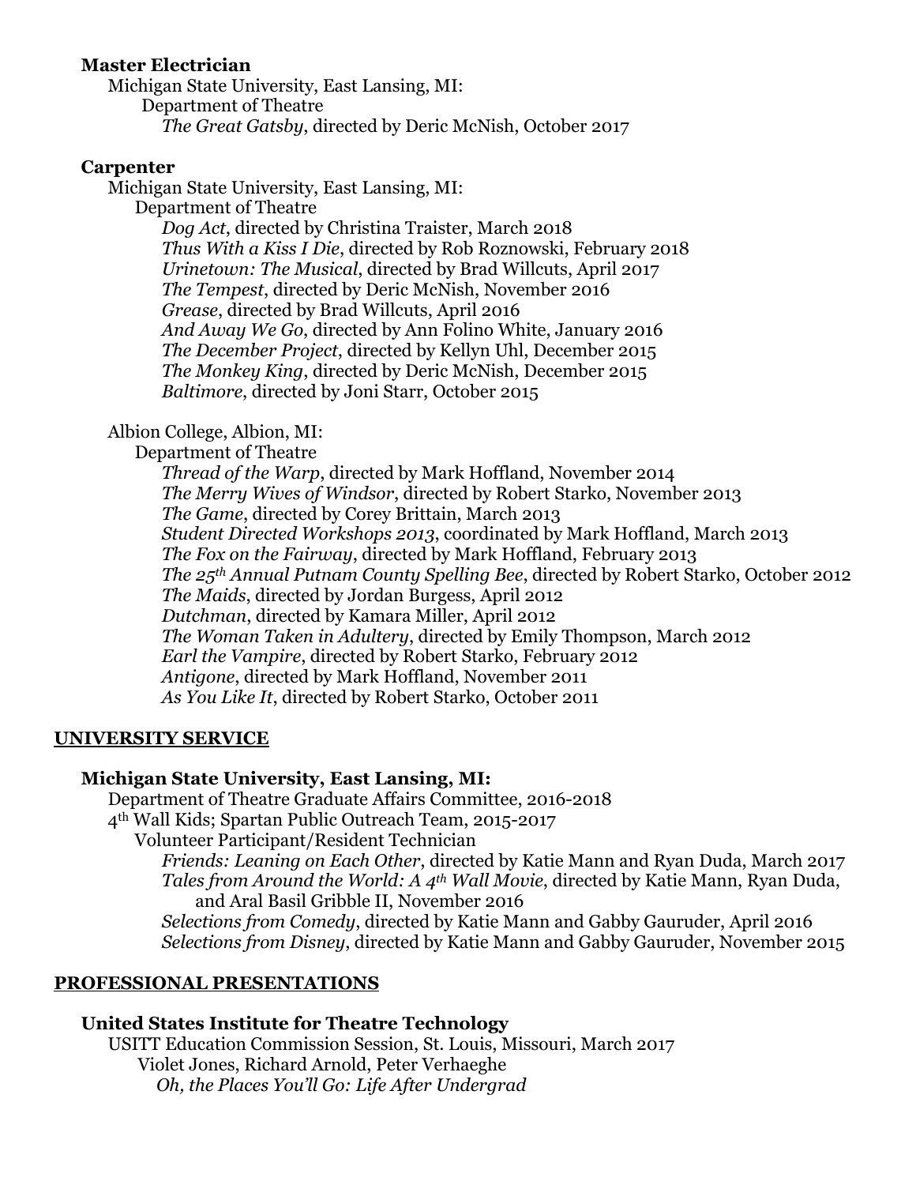### Master Electrician

Michigan State University, East Lansing, MI:

Department of Theatre

*The Great Gatsby*, directed by Deric McNish, October 2017

### Carpenter

Michigan State University, East Lansing, MI:

Department of Theatre

*Dog Act*, directed by Christina Traister, March 2018
*Thus With a Kiss I Die*, directed by Rob Roznowski, February 2018
*Urinetown: The Musical*, directed by Brad Willcuts, April 2017
*The Tempest*, directed by Deric McNish, November 2016
*Grease*, directed by Brad Willcuts, April 2016
*And Away We Go*, directed by Ann Folino White, January 2016
*The December Project*, directed by Kellyn Uhl, December 2015
*The Monkey King*, directed by Deric McNish, December 2015
*Baltimore*, directed by Joni Starr, October 2015

Albion College, Albion, MI:

Department of Theatre

*Thread of the Warp*, directed by Mark Hoffland, November 2014
*The Merry Wives of Windsor*, directed by Robert Starko, November 2013
*The Game*, directed by Corey Brittain, March 2013
*Student Directed Workshops 2013*, coordinated by Mark Hoffland, March 2013
*The Fox on the Fairway*, directed by Mark Hoffland, February 2013
*The 25th Annual Putnam County Spelling Bee*, directed by Robert Starko, October 2012
*The Maids*, directed by Jordan Burgess, April 2012
*Dutchman*, directed by Kamara Miller, April 2012
*The Woman Taken in Adultery*, directed by Emily Thompson, March 2012
*Earl the Vampire*, directed by Robert Starko, February 2012
*Antigone*, directed by Mark Hoffland, November 2011
*As You Like It*, directed by Robert Starko, October 2011

## UNIVERSITY SERVICE

### Michigan State University, East Lansing, MI:

Department of Theatre Graduate Affairs Committee, 2016-2018
4th Wall Kids; Spartan Public Outreach Team, 2015-2017

Volunteer Participant/Resident Technician

*Friends: Leaning on Each Other*, directed by Katie Mann and Ryan Duda, March 2017
*Tales from Around the World: A 4th Wall Movie*, directed by Katie Mann, Ryan Duda, and Aral Basil Gribble II, November 2016
*Selections from Comedy*, directed by Katie Mann and Gabby Gauruder, April 2016
*Selections from Disney*, directed by Katie Mann and Gabby Gauruder, November 2015

## PROFESSIONAL PRESENTATIONS

### United States Institute for Theatre Technology

USITT Education Commission Session, St. Louis, Missouri, March 2017

Violet Jones, Richard Arnold, Peter Verhaeghe

*Oh, the Places You'll Go: Life After Undergrad*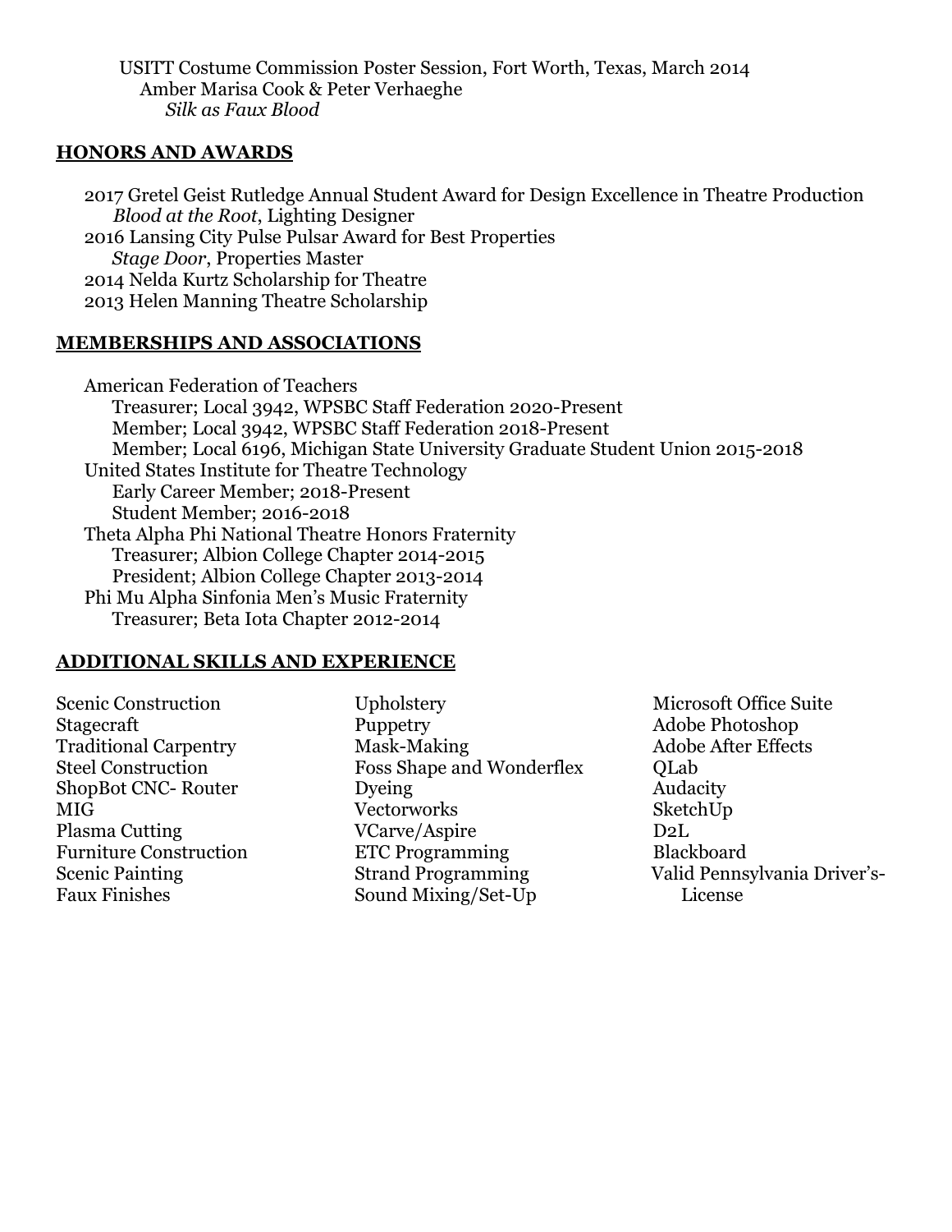USITT Costume Commission Poster Session, Fort Worth, Texas, March 2014
Amber Marisa Cook & Peter Verhaeghe
*Silk as Faux Blood*

## HONORS AND AWARDS

2017 Gretel Geist Rutledge Annual Student Award for Design Excellence in Theatre Production
*Blood at the Root*, Lighting Designer
2016 Lansing City Pulse Pulsar Award for Best Properties
*Stage Door*, Properties Master
2014 Nelda Kurtz Scholarship for Theatre
2013 Helen Manning Theatre Scholarship

## MEMBERSHIPS AND ASSOCIATIONS

American Federation of Teachers
- Treasurer; Local 3942, WPSBC Staff Federation 2020-Present
- Member; Local 3942, WPSBC Staff Federation 2018-Present
- Member; Local 6196, Michigan State University Graduate Student Union 2015-2018

United States Institute for Theatre Technology
- Early Career Member; 2018-Present
- Student Member; 2016-2018

Theta Alpha Phi National Theatre Honors Fraternity
- Treasurer; Albion College Chapter 2014-2015
- President; Albion College Chapter 2013-2014

Phi Mu Alpha Sinfonia Men's Music Fraternity
- Treasurer; Beta Iota Chapter 2012-2014

## ADDITIONAL SKILLS AND EXPERIENCE

| | | |
|---|---|---|
| Scenic Construction | Upholstery | Microsoft Office Suite |
| Stagecraft | Puppetry | Adobe Photoshop |
| Traditional Carpentry | Mask-Making | Adobe After Effects |
| Steel Construction | Foss Shape and Wonderflex | QLab |
| ShopBot CNC- Router | Dyeing | Audacity |
| MIG | Vectorworks | SketchUp |
| Plasma Cutting | VCarve/Aspire | D2L |
| Furniture Construction | ETC Programming | Blackboard |
| Scenic Painting | Strand Programming | Valid Pennsylvania Driver's-License |
| Faux Finishes | Sound Mixing/Set-Up | |